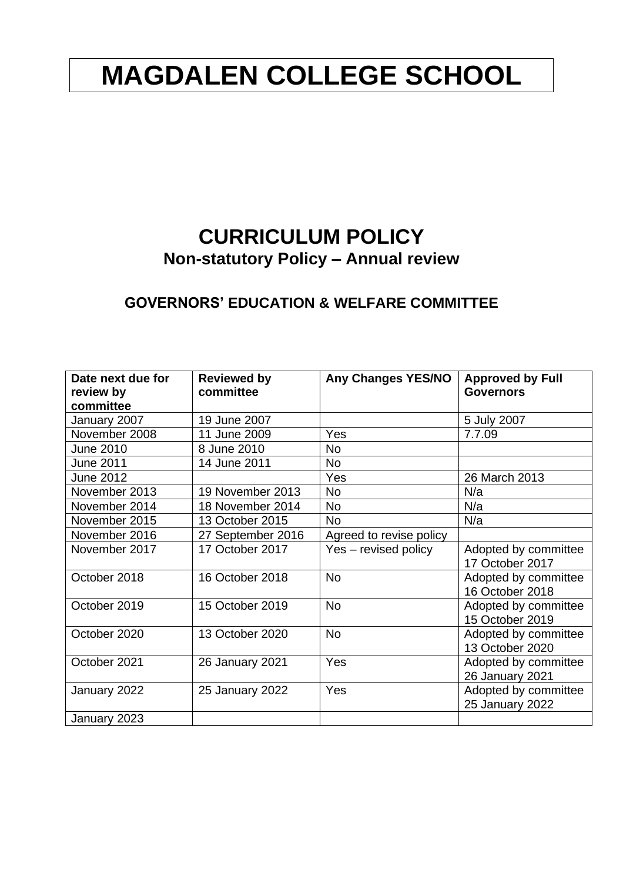# MAGDALEN COLLEGE SCHOOL

## CURRICULUM POLICY

### Non-statutory Policy – Annual review

### GOVERNORS' EDUCATION & WELFARE COMMITTEE

| Date next due for review by committee | Reviewed by committee | Any Changes YES/NO | Approved by Full Governors |
|---|---|---|---|
| January 2007 | 19 June 2007 | | 5 July 2007 |
| November 2008 | 11 June 2009 | Yes | 7.7.09 |
| June 2010 | 8 June 2010 | No | |
| June 2011 | 14 June 2011 | No | |
| June 2012 | | Yes | 26 March 2013 |
| November 2013 | 19 November 2013 | No | N/a |
| November 2014 | 18 November 2014 | No | N/a |
| November 2015 | 13 October 2015 | No | N/a |
| November 2016 | 27 September 2016 | Agreed to revise policy | |
| November 2017 | 17 October 2017 | Yes – revised policy | Adopted by committee 17 October 2017 |
| October 2018 | 16 October 2018 | No | Adopted by committee 16 October 2018 |
| October 2019 | 15 October 2019 | No | Adopted by committee 15 October 2019 |
| October 2020 | 13 October 2020 | No | Adopted by committee 13 October 2020 |
| October 2021 | 26 January 2021 | Yes | Adopted by committee 26 January 2021 |
| January 2022 | 25 January 2022 | Yes | Adopted by committee 25 January 2022 |
| January 2023 | | | |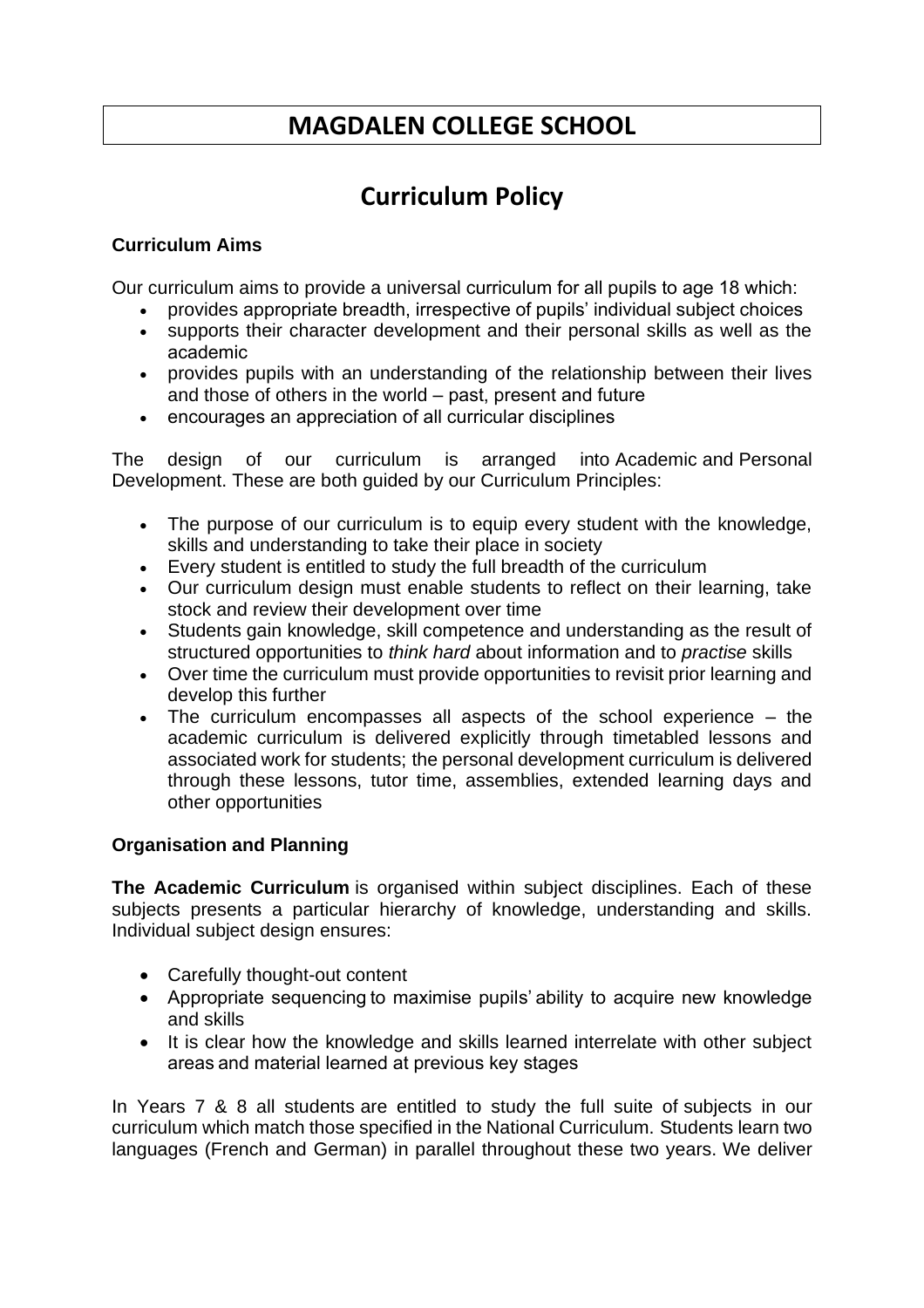# MAGDALEN COLLEGE SCHOOL

## Curriculum Policy

### Curriculum Aims

Our curriculum aims to provide a universal curriculum for all pupils to age 18 which:

- provides appropriate breadth, irrespective of pupils' individual subject choices
- supports their character development and their personal skills as well as the academic
- provides pupils with an understanding of the relationship between their lives and those of others in the world – past, present and future
- encourages an appreciation of all curricular disciplines

The design of our curriculum is arranged into Academic and Personal Development. These are both guided by our Curriculum Principles:

- The purpose of our curriculum is to equip every student with the knowledge, skills and understanding to take their place in society
- Every student is entitled to study the full breadth of the curriculum
- Our curriculum design must enable students to reflect on their learning, take stock and review their development over time
- Students gain knowledge, skill competence and understanding as the result of structured opportunities to *think hard* about information and to *practise* skills
- Over time the curriculum must provide opportunities to revisit prior learning and develop this further
- The curriculum encompasses all aspects of the school experience – the academic curriculum is delivered explicitly through timetabled lessons and associated work for students; the personal development curriculum is delivered through these lessons, tutor time, assemblies, extended learning days and other opportunities

### Organisation and Planning

**The Academic Curriculum** is organised within subject disciplines. Each of these subjects presents a particular hierarchy of knowledge, understanding and skills. Individual subject design ensures:

- Carefully thought-out content
- Appropriate sequencing to maximise pupils' ability to acquire new knowledge and skills
- It is clear how the knowledge and skills learned interrelate with other subject areas and material learned at previous key stages

In Years 7 & 8 all students are entitled to study the full suite of subjects in our curriculum which match those specified in the National Curriculum. Students learn two languages (French and German) in parallel throughout these two years. We deliver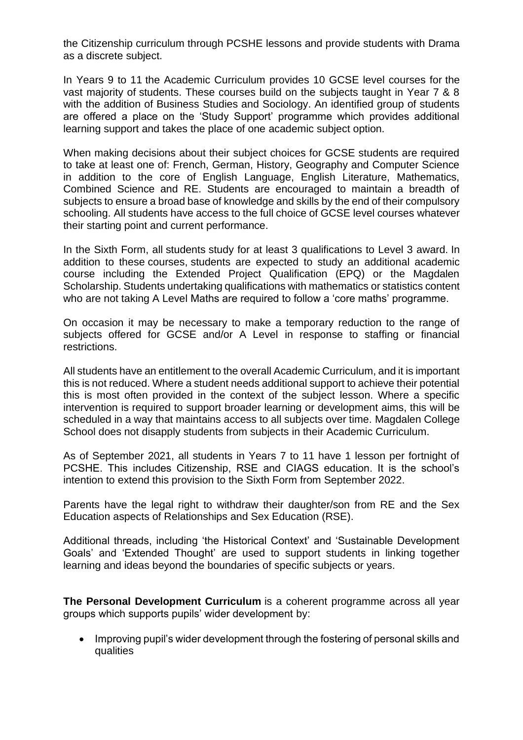the Citizenship curriculum through PCSHE lessons and provide students with Drama as a discrete subject.

In Years 9 to 11 the Academic Curriculum provides 10 GCSE level courses for the vast majority of students. These courses build on the subjects taught in Year 7 & 8 with the addition of Business Studies and Sociology. An identified group of students are offered a place on the 'Study Support' programme which provides additional learning support and takes the place of one academic subject option.

When making decisions about their subject choices for GCSE students are required to take at least one of: French, German, History, Geography and Computer Science in addition to the core of English Language, English Literature, Mathematics, Combined Science and RE. Students are encouraged to maintain a breadth of subjects to ensure a broad base of knowledge and skills by the end of their compulsory schooling. All students have access to the full choice of GCSE level courses whatever their starting point and current performance.

In the Sixth Form, all students study for at least 3 qualifications to Level 3 award. In addition to these courses, students are expected to study an additional academic course including the Extended Project Qualification (EPQ) or the Magdalen Scholarship. Students undertaking qualifications with mathematics or statistics content who are not taking A Level Maths are required to follow a 'core maths' programme.

On occasion it may be necessary to make a temporary reduction to the range of subjects offered for GCSE and/or A Level in response to staffing or financial restrictions.

All students have an entitlement to the overall Academic Curriculum, and it is important this is not reduced. Where a student needs additional support to achieve their potential this is most often provided in the context of the subject lesson. Where a specific intervention is required to support broader learning or development aims, this will be scheduled in a way that maintains access to all subjects over time. Magdalen College School does not disapply students from subjects in their Academic Curriculum.

As of September 2021, all students in Years 7 to 11 have 1 lesson per fortnight of PCSHE. This includes Citizenship, RSE and CIAGS education. It is the school's intention to extend this provision to the Sixth Form from September 2022.

Parents have the legal right to withdraw their daughter/son from RE and the Sex Education aspects of Relationships and Sex Education (RSE).

Additional threads, including 'the Historical Context' and 'Sustainable Development Goals' and 'Extended Thought' are used to support students in linking together learning and ideas beyond the boundaries of specific subjects or years.

**The Personal Development Curriculum** is a coherent programme across all year groups which supports pupils' wider development by:

- Improving pupil's wider development through the fostering of personal skills and qualities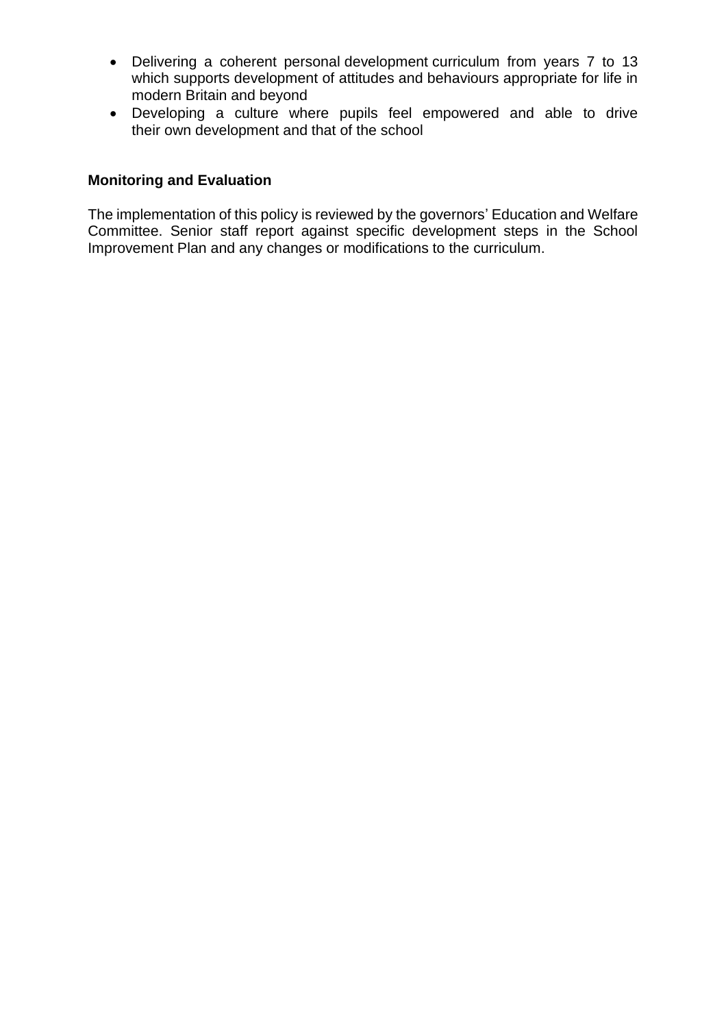- Delivering a coherent personal development curriculum from years 7 to 13 which supports development of attitudes and behaviours appropriate for life in modern Britain and beyond
- Developing a culture where pupils feel empowered and able to drive their own development and that of the school

**Monitoring and Evaluation**

The implementation of this policy is reviewed by the governors' Education and Welfare Committee. Senior staff report against specific development steps in the School Improvement Plan and any changes or modifications to the curriculum.